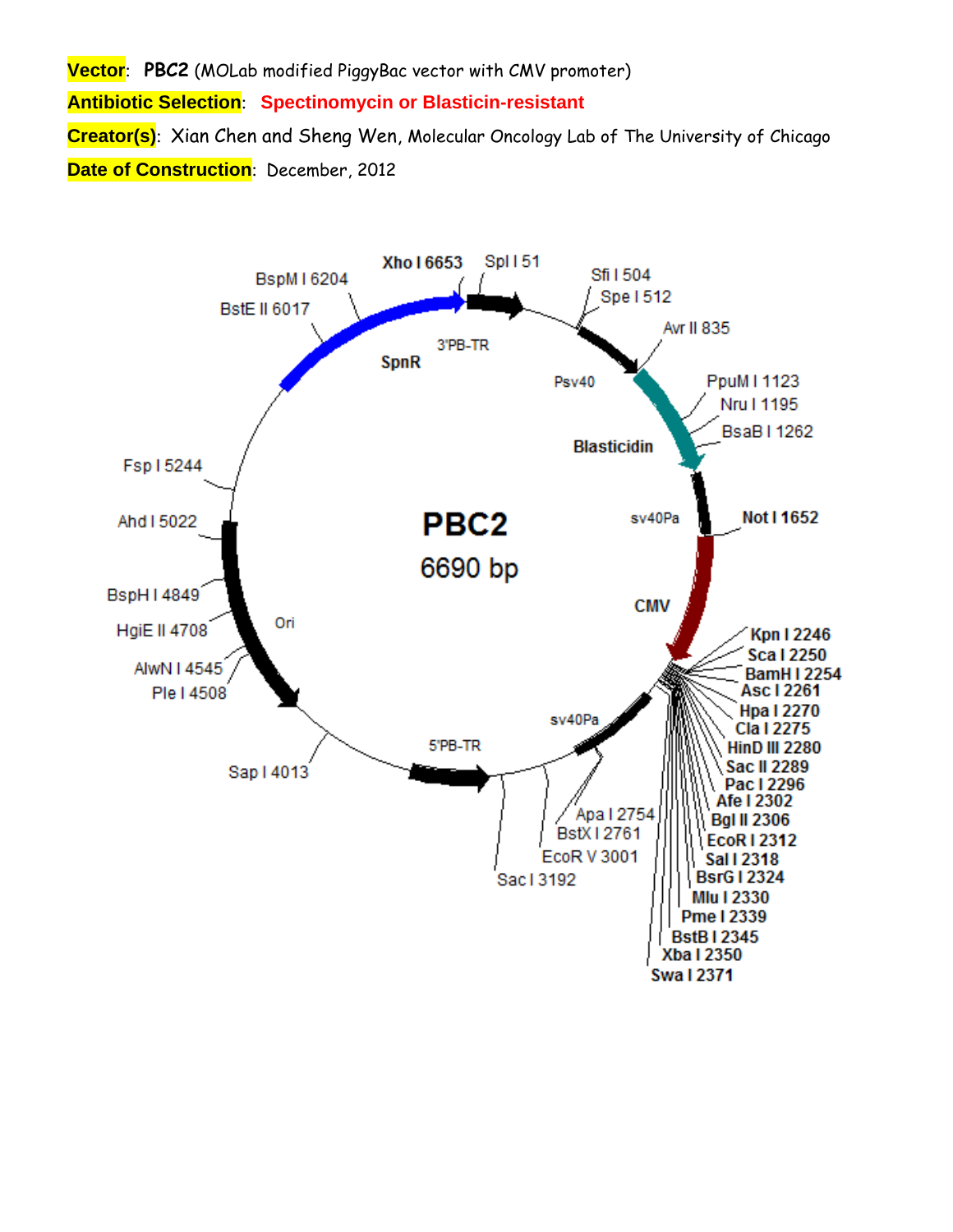**Vector**: **PBC2** (MOLab modified PiggyBac vector with CMV promoter)

**Antibiotic Selection**: **Spectinomycin or Blasticin-resistant**

**Creator(s)**: Xian Chen and Sheng Wen, Molecular Oncology Lab of The University of Chicago

**Date of Construction**: December, 2012

**PBC2**

6690 bp

Features: 3'PB-TR, Psv40, Blasticidin, sv40Pa, CMV, sv40Pa, 5'PB-TR, Ori, SpnR

Restriction sites:

- Spl I 51
- Sfi I 504
- Spe I 512
- Avr II 835
- PpuM I 1123
- Nru I 1195
- BsaB I 1262
- Not I 1652
- Kpn I 2246
- Sca I 2250
- BamH I 2254
- Asc I 2261
- Hpa I 2270
- Cla I 2275
- HinD III 2280
- Sac II 2289
- Pac I 2296
- Afe I 2302
- Bgl II 2306
- EcoR I 2312
- Sal I 2318
- BsrG I 2324
- Mlu I 2330
- Pme I 2339
- BstB I 2345
- Xba I 2350
- Swa I 2371
- Apa I 2754
- BstX I 2761
- EcoR V 3001
- Sac I 3192
- Sap I 4013
- Ple I 4508
- AlwN I 4545
- HgiE II 4708
- BspH I 4849
- Ahd I 5022
- Fsp I 5244
- BstE II 6017
- BspM I 6204
- Xho I 6653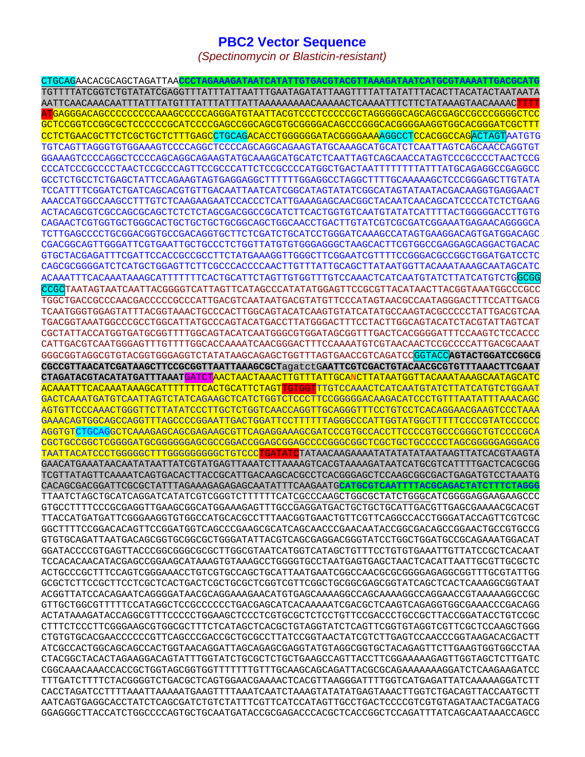# PBC2 Vector Sequence

*(Spectinomycin or Blasticin-resistant)*

```
CTGCAGAACACGCAGCTAGATTAACCCTAGAAAGATAATCATATTGTGACGTACGTTAAAGATAATCATGCGTAAAATTGACGCATG
TGTTTTATCGGTCTGTATATCGAGGTTTATTTATTAATTTGAATAGATATTAAGTTTTATTATATTTACACTTACATACTAATAATA
AATTCAACAAACAATTTATTTATGTTTATTTATTTATTAAAAAAAAACAAAAACTCAAAATTTCTTCTATAAAGTAACAAAACTTTT
ATGAGGGACAGCCCCCCCCCAAAGCCCCCAGGGATGTAATTACGTCCCTCCCCCGCTAGGGGGCAGCAGCGAGCCGCCCGGGGCTCC
GCTCCGGTCCGGCGCTCCCCCCGCATCCCCGAGCCGGCAGCGTGCGGGGACAGCCCGGGCACGGGGAAGGTGGCACGGGATCGCTTT
CCTCTGAACGCTTCTCGCTGCTCTTTGAGCCTGCAGACACCTGGGGGGATACGGGGAAAAGGCCTCCACGGCCAGACTAGTAATGTG
TGTCAGTTAGGGTGTGGAAAGTCCCCAGGCTCCCCAGCAGGCAGAAGTATGCAAAGCATGCATCTCAATTAGTCAGCAACCAGGTGT
GGAAAGTCCCCAGGCTCCCCAGCAGGCAGAAGTATGCAAAGCATGCATCTCAATTAGTCAGCAACCATAGTCCCGCCCCTAACTCCG
CCCATCCCGCCCCTAACTCCGCCCAGTTCCGCCCATTCTCCGCCCCATGGCTGACTAATTTTTTTTATTTATGCAGAGGCCGAGGCC
GCCTCTGCCTCTGAGCTATTCCAGAAGTAGTGAGGAGGCTTTTTTGGAGGCCTAGGCTTTTGCAAAAAGCTCCCGGGAGCTTGTATA
TCCATTTTCGGATCTGATCAGCACGTGTTGACAATTAATCATCGGCATAGTATATCGGCATAGTATAATACGACAAGGTGAGGAACT
AAACCATGGCCAAGCCTTTGTCTCAAGAAGAATCCACCCTCATTGAAAGAGCAACGGCTACAATCAACAGCATCCCCATCTCTGAAG
ACTACAGCGTCGCCAGCGCAGCTCTCTCTAGCGACGGCCGCATCTTCACTGGTGTCAATGTATATCATTTTACTGGGGGACCTTGTG
CAGAACTCGTGGTGCTGGGCACTGCTGCTGCTGCGGCAGCTGGCAACCTGACTTGTATCGTCGCGATCGGAAATGAGAACAGGGGCA
TCTTGAGCCCCTGCGGACGGTGCCGACAGGTGCTTCTCGATCTGCATCCTGGGATCAAAGCCATAGTGAAGGACAGTGATGGACAGC
CGACGGCAGTTGGGATTCGTGAATTGCTGCCCTCTGGTTATGTGTGGGAGGGCTAAGCACTTCGTGGCCGAGGAGCAGGACTGACAC
GTGCTACGAGATTTCGATTCCACCGCCGCCTTCTATGAAAGGTTGGGCTTCGGAATCGTTTTCCGGGACGCCGGCTGGATGATCCTC
CAGCGCGGGGATCTCATGCTGGAGTTCTTCGCCCACCCCAACTTGTTTATTGCAGCTTATAATGGTTACAAATAAAGCAATAGCATC
ACAAATTTCACAAATAAAGCATTTTTTTCACTGCATTCTAGTTGTGGTTTGTCCAAACTCATCAATGTATCTTATCATGTCTGGCGG
CCGCTAATAGTAATCAATTACGGGGTCATTAGTTCATAGCCCATATATGGAGTTCCGCGTTACATAACTTACGGTAAATGGCCCGCC
TGGCTGACCGCCCAACGACCCCCGCCCATTGACGTCAATAATGACGTATGTTCCCATAGTAACGCCAATAGGGACTTTCCATTGACG
TCAATGGGTGGAGTATTTACGGTAAACTGCCCACTTGGCAGTACATCAAGTGTATCATATGCCAAGTACGCCCCCTATTGACGTCAA
TGACGGTAAATGGCCCGCCTGGCATTATGCCCAGTACATGACCTTATGGGACTTTCCTACTTGGCAGTACATCTACGTATTAGTCAT
CGCTATTACCATGGTGATGCGGTTTTGGCAGTACATCAATGGGCGTGGATAGCGGTTTGACTCACGGGGATTTCCAAGTCTCCACC
CATTGACGTCAATGGGAGTTTGTTTTGGCACCAAAATCAACGGGACTTTCCAAAATGTCGTAACAACTCCGCCCCATTGACGCAAAT
GGGCGGTAGGCGTGTACGGTGGGAGGTCTATATAAGCAGAGCTGGTTTAGTGAACCGTCAGATCCGGTACCAGTACTGGATCCGGCG
CGCCGTTAACATCGATAAGCTTCCGCGGTTAATTAAAGCGCTagatctGAATTCGTCGACTGTACAACGCGTGTTTAAACTTCGAAT
CTAGATACGTACATATGATTTAAATGATCTAACTAACTAAACTTGTTTATTGCANCTTATAATGGTTACAAATAAAGCAATAGCATC
ACAAATTTCACAAATAAAGCATTTTTTTCACTGCATTCTAGTTGTGGTTTGTCCAAACTCATCAATGTATCTTATCATGTCTGGAAT
GACTCAAATGATGTCAATTAGTCTATCAGAAGCTCATCTGGTCTCCCTTCCGGGGGACAAGACATCCCTGTTTAATATTTAAACAGC
AGTGTTCCCAAACTGGGTTCTTATATCCCTTGCTCTGGTCAACCAGGTTGCAGGGTTTCCTGTCCTCACAGGAACGAAGTCCCTAAA
GAAACAGTGGCAGCCAGGTTTAGCCCCGGAATTGACTGGATTCCTTTTTTAGGGCCCATTGGTATGGCTTTTTCCCCGTATCCCCCC
AGGTGTCTGCAGGCTCAAAGAGCAGCGAGAAGCGTTCAGAGGAAAGCGATCCCGTGCCACCTTCCCCGTGCCCGGGCTGTCCCCGCA
CGCTGCCGGCTCGGGGATGCGGGGGGAGCGCCGGACCGGAGCGGAGCCCCGGGCGGCTCGCTGCTGCCCCCTAGCGGGGGAGGGACG
TAATTACATCCCTGGGGGCTTTGGGGGGGGGCTGTCCCTGATATCTATAACAAGAAAATATATATATAATAAGTTATCACGTAAGTA
GAACATGAAATAACAATATAATTATCGTATGAGTTAAATCTTAAAAGTCACGTAAAAGATAATCATGCGTCATTTTGACTCACGCGG
TCGTTATAGTTCAAAATCAGTGACACTTACCGCATTGACAAGCACGCCTCACGGGAGCTCCAAGCGGCGACTGAGATGTCCTAAATG
CACAGCGACGGATTCGCGCTATTTAGAAAGAGAGAGCAATATTTCAAGAATGCATGCGTCAATTTTACGCAGACTATCTTTCTAGGG
TTAATCTAGCTGCATCAGGATCATATCGTCGGGTCTTTTTTCATCGCCCAAGCTGGCGCTATCTGGGCATCGGGGAGGAAGAAGCCC
GTGCCTTTTCCCGCGAGGTTGAAGCGGCATGGAAAGAGTTTGCCGAGGATGACTGCTGCTGCATTGACGTTGAGCGAAAACGCACGT
TTACCATGATGATTCGGGAAGGTGTGGCCATGCACGCCTTTAACGGTGAACTGTTCGTTCAGGCCACCTGGGATACCAGTTCGTCGC
GGCTTTTCCGGACACAGTTCCGGATGGTCAGCCCGAAGCGCATCAGCAACCCGAACAATACCGGCGACAGCCGGAACTGCCGTGCCG
GTGTGCAGATTAATGACAGCGGTGCGGCGCTGGGATATTACGTCAGCGAGGACGGGTATCCTGGCTGGATGCCGCAGAAATGGACAT
GGATACCCCGTGAGTTACCCGGCGGGCGCGCTTGGCGTAATCATGGTCATAGCTGTTTCCTGTGTGAAATTGTTATCCGCTCACAAT
TCCACACAACATACGAGCCGGAAGCATAAAGTGTAAAGCCTGGGGTGCCTAATGAGTGAGCTAACTCACATTAATTGCGTTGCGCTC
ACTGCCCGCTTTCCAGTCGGGAAACCTGTCGTGCCAGCTGCATTAATGAATCGGCCAACGCGCGGGGAGAGGCGGTTTGCGTATTGG
GCGCTCTTCCGCTTCCTCGCTCACTGACTCGCTGCGCTCGGTCGTTCGGCTGCGGCGAGCGGTATCAGCTCACTCAAAGGCGGTAAT
ACGGTTATCCACAGAATCAGGGGATAACGCAGGAAAGAACATGTGAGCAAAAGGCCAGCAAAAGGCCAGGAACCGTAAAAAGGCCGC
GTTGCTGGCGTTTTTCCATAGGCTCCGCCCCCCTGACGAGCATCACAAAAATCGACGCTCAAGTCAGAGGTGGCGAAACCCGACAGG
ACTATAAAGATACCAGGCGTTTCCCCCTGGAAGCTCCCTCGTGCGCTCTCCTGTTCCGACCCTGCCGCTTACCGGATACCTGTCCGC
CTTTCTCCCTTCGGGAAGCGTGGCGCTTTCTCATAGCTCACGCTGTAGGTATCTCAGTTCGGTGTAGGTCGTTCGCTCCAAGCTGGG
CTGTGTGCACGAACCCCCCGTTCAGCCCGACCGCTGCGCCTTATCCGGTAACTATCGTCTTGAGTCCAACCCGGTAAGACACGACTT
ATCGCCACTGGCAGCAGCCACTGGTAACAGGATTAGCAGAGCGAGGTATGTAGGCGGTGCTACAGAGTTCTTGAAGTGGTGGCCTAA
CTACGGCTACACTAGAAGGACAGTATTTGGTATCTGCGCTCTGCTGAAGCCAGTTACCTTCGGAAAAAGAGTTGGTAGCTCTTGATC
CGGCAAACAAACCACCGCTGGTAGCGGTGGTTTTTTTGTTTGCAAGCAGCAGATTACGCGCAGAAAAAAAGGATCTCAAGAAGATCC
TTTGATCTTTTCTACGGGGTCTGACGCTCAGTGGAACGAAAACTCACGTTAAGGGATTTTGGTCATGAGATTATCAAAAAGGATCTT
CACCTAGATCCTTTTAAATTAAAAATGAAGTTTTAAATCAATCTAAAGTATATATGAGTAAACTTGGTCTGACAGTTACCAATGCTT
AATCAGTGAGGCACCTATCTCAGCGATCTGTCTATTTCGTTCATCCATAGTTGCCTGACTCCCCGTCGTGTAGATAACTACGATACG
GGAGGGCTTACCATCTGGCCCCAGTGCTGCAATGATACCGCGAGACCCACGCTCACCGGCTCCAGATTTATCAGCAATAAACCAGCC
```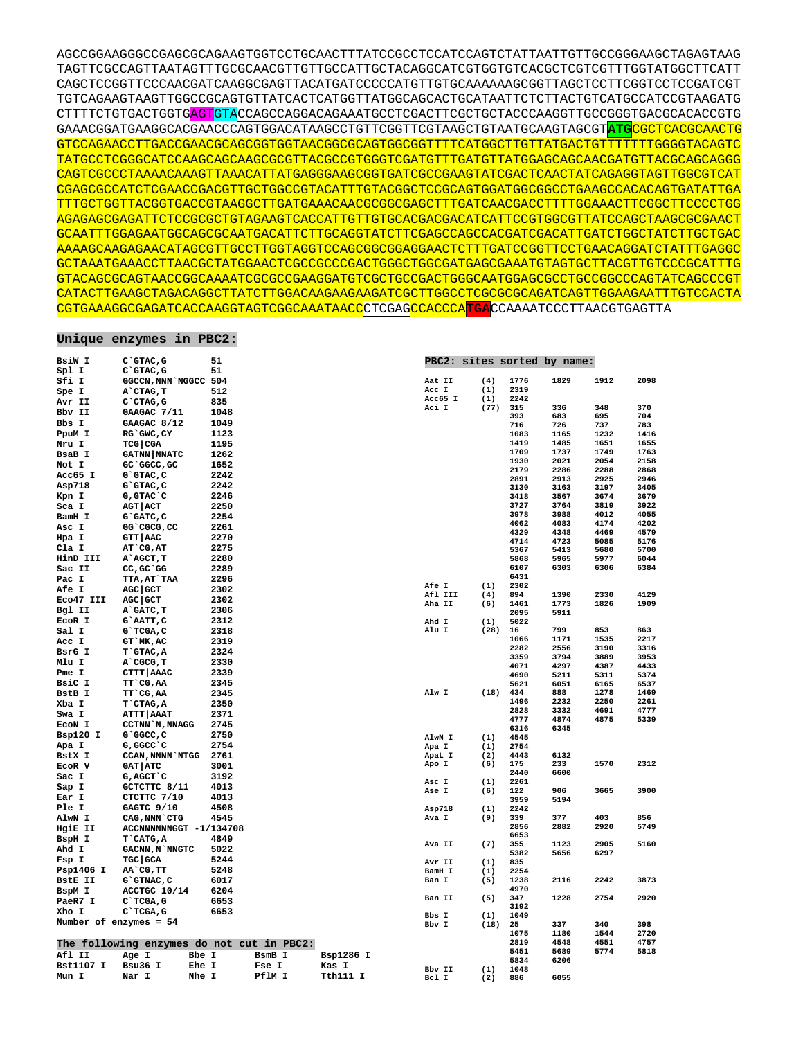```
AGCCGGAAGGGCCGAGCGCAGAAGTGGTCCTGCAACTTTATCCGCCTCCATCCAGTCTATTAATTGTTGCCGGGAAGCTAGAGTAAG
TAGTTCGCCAGTTAATAGTTTGCGCAACGTTGTTGCCATTGCTACAGGCATCGTGGTGTCACGCTCGTCGTTTGGTATGGCTTCATT
CAGCTCCGGTTCCCAACGATCAAGGCGAGTTACATGATCCCCCATGTTGTGCAAAAAAGCGGTTAGCTCCTTCGGTCCTCCGATCGT
TGTCAGAAGTAAGTTGGCCGCAGTGTTATCACTCATGGTTATGGCAGCACTGCATAATTCTCTTACTGTCATGCCATCCGTAAGATG
CTTTTCTGTGACTGGTGAGTGTACCAGCCAGGACAGAAATGCCTCGACTTCGCTGCTACCCAAGGTTGCCGGGTGACGCACACCGTG
GAAACGGATGAAGGCACGAACCCAGTGGACATAAGCCTGTTCGGTTCGTAAGCTGTAATGCAAGTAGCGTATGCGCTCACGCAACTG
GTCCAGAACCTTGACCGAACGCAGCGGTGGTAACGGCGCAGTGGCGGTTTTCATGGCTTGTTATGACTGTTTTTTTGGGGTACAGTC
TATGCCTCGGGCATCCAAGCAGCAAGCGCGTTACGCCGTGGGTCGATGTTTGATGTTATGGAGCAGCAACGATGTTACGCAGCAGGG
CAGTCGCCCTAAAACAAAGTTAAACATTATGAGGGAAGCGGTGATCGCCGAAGTATCGACTCAACTATCAGAGGTAGTTGGCGTCAT
CGAGCGCCATCTCGAACCGACGTTGCTGGCCGTACATTTGTACGGCTCCGCAGTGGATGGCGGCCTGAAGCCACACAGTGATATTGA
TTTGCTGGTTACGGTGACCGTAAGGCTTGATGAAACAACGCGGCGAGCTTTGATCAACGACCTTTTGGAAACTTCGGCTTCCCCTGG
AGAGAGCGAGATTCTCCGCGCTGTAGAAGTCACCATTGTTGTGCACGACGACATCATTCCGTGGCGTTATCCAGCTAAGCGCGAACT
GCAATTTGGAGAATGGCAGCGCAATGACATTCTTGCAGGTATCTTCGAGCCAGCCACGATCGACATTGATCTGGCTATCTTGCTGAC
AAAAGCAAGAGAACATAGCGTTGCCTTGGTAGGTCCAGCGGCGGAGGAACTCTTTGATCCGGTTCCTGAACAGGATCTATTTGAGGC
GCTAAATGAAACCTTAACGCTATGGAACTCGCCGCCCGACTGGGCTGGCGATGAGCGAAATGTAGTGCTTACGTTGTCCCGCATTTG
GTACAGCGCAGTAACCGGCAAAATCGCGCCGAAGGATGTCGCTGCCGACTGGGCAATGGAGCGCCTGCCGGCCCAGTATCAGCCCGT
CATACTTGAAGCTAGACAGGCTTATCTTGGACAAGAAGAAGATCGCTTGGCCTCGCGCGCAGATCAGTTGGAAGAATTTGTCCACTA
CGTGAAAGGCGAGATCACCAAGGTAGTCGGCAAATAACCCTCGAGCCACCCATGACCAAAATCCCTTAACGTGAGTTA
```

## Unique enzymes in PBC2:

| Enzyme | Site | Position |
|---|---|---|
| BsiW I | C`GTAC,G | 51 |
| Spl I | C`GTAC,G | 51 |
| Sfi I | GGCCN,NNN`NGGCC | 504 |
| Spe I | A`CTAG,T | 512 |
| Avr II | C`CTAG,G | 835 |
| Bbv II | GAAGAC 7/11 | 1048 |
| Bbs I | GAAGAC 8/12 | 1049 |
| PpuM I | RG`GWC,CY | 1123 |
| Nru I | TCG\|CGA | 1195 |
| BsaB I | GATNN\|NNATC | 1262 |
| Not I | GC`GGCC,GC | 1652 |
| Acc65 I | G`GTAC,C | 2242 |
| Asp718 | G`GTAC,C | 2242 |
| Kpn I | G,GTAC`C | 2246 |
| Sca I | AGT\|ACT | 2250 |
| BamH I | G`GATC,C | 2254 |
| Asc I | GG`CGCG,CC | 2261 |
| Hpa I | GTT\|AAC | 2270 |
| Cla I | AT`CG,AT | 2275 |
| HinD III | A`AGCT,T | 2280 |
| Sac II | CC,GC`GG | 2289 |
| Pac I | TTA,AT`TAA | 2296 |
| Afe I | AGC\|GCT | 2302 |
| Eco47 III | AGC\|GCT | 2302 |
| Bgl II | A`GATC,T | 2306 |
| EcoR I | G`AATT,C | 2312 |
| Sal I | G`TCGA,C | 2318 |
| Acc I | GT`MK,AC | 2319 |
| BsrG I | T`GTAC,A | 2324 |
| Mlu I | A`CGCG,T | 2330 |
| Pme I | CTTT\|AAAC | 2339 |
| BsiC I | TT`CG,AA | 2345 |
| BstB I | TT`CG,AA | 2345 |
| Xba I | T`CTAG,A | 2350 |
| Swa I | ATTT\|AAAT | 2371 |
| EcoN I | CCTNN`N,NNAGG | 2745 |
| Bsp120 I | G`GGCC,C | 2750 |
| Apa I | G,GGCC`C | 2754 |
| BstX I | CCAN,NNNN`NTGG | 2761 |
| EcoR V | GAT\|ATC | 3001 |
| Sac I | G,AGCT`C | 3192 |
| Sap I | GCTCTTC 8/11 | 4013 |
| Ear I | CTCTTC 7/10 | 4013 |
| Ple I | GAGTC 9/10 | 4508 |
| AlwN I | CAG,NNN`CTG | 4545 |
| HgiE II | ACCNNNNNNGGT -1/134708 | |
| BspH I | T`CATG,A | 4849 |
| Ahd I | GACNN,N`NNGTC | 5022 |
| Fsp I | TGC\|GCA | 5244 |
| Psp1406 I | AA`CG,TT | 5248 |
| BstE II | G`GTNAC,C | 6017 |
| BspM I | ACCTGC 10/14 | 6204 |
| PaeR7 I | C`TCGA,G | 6653 |
| Xho I | C`TCGA,G | 6653 |

Number of enzymes = 54

## The following enzymes do not cut in PBC2:

| | | | | |
|---|---|---|---|---|
| Afl II | Age I | Bbe I | BsmB I | Bsp1286 I |
| Bst1107 I | Bsu36 I | Ehe I | Fse I | Kas I |
| Mun I | Nar I | Nhe I | PflM I | Tth111 I |

## PBC2: sites sorted by name:

| Enzyme | Count | Sites | | | |
|---|---|---|---|---|---|
| Aat II | (4) | 1776 | 1829 | 1912 | 2098 |
| Acc I | (1) | 2319 | | | |
| Acc65 I | (1) | 2242 | | | |
| Aci I | (77) | 315 | 336 | 348 | 370 |
| | | 393 | 683 | 695 | 704 |
| | | 716 | 726 | 737 | 783 |
| | | 1083 | 1165 | 1232 | 1416 |
| | | 1419 | 1485 | 1651 | 1655 |
| | | 1709 | 1737 | 1749 | 1763 |
| | | 1930 | 2021 | 2054 | 2158 |
| | | 2179 | 2286 | 2288 | 2868 |
| | | 2891 | 2913 | 2925 | 2946 |
| | | 3130 | 3163 | 3197 | 3405 |
| | | 3418 | 3567 | 3674 | 3679 |
| | | 3727 | 3764 | 3819 | 3922 |
| | | 3978 | 3988 | 4012 | 4055 |
| | | 4062 | 4083 | 4174 | 4202 |
| | | 4329 | 4348 | 4469 | 4579 |
| | | 4714 | 4723 | 5085 | 5176 |
| | | 5367 | 5413 | 5680 | 5700 |
| | | 5868 | 5965 | 5977 | 6044 |
| | | 6107 | 6303 | 6306 | 6384 |
| | | 6431 | | | |
| Afe I | (1) | 2302 | | | |
| Afl III | (4) | 894 | 1390 | 2330 | 4129 |
| Aha II | (6) | 1461 | 1773 | 1826 | 1909 |
| | | 2095 | 5911 | | |
| Ahd I | (1) | 5022 | | | |
| Alu I | (28) | 16 | 799 | 853 | 863 |
| | | 1066 | 1171 | 1535 | 2217 |
| | | 2282 | 2556 | 3190 | 3316 |
| | | 3359 | 3794 | 3889 | 3953 |
| | | 4071 | 4297 | 4387 | 4433 |
| | | 4690 | 5211 | 5311 | 5374 |
| | | 5621 | 6051 | 6165 | 6537 |
| Alw I | (18) | 434 | 888 | 1278 | 1469 |
| | | 1496 | 2232 | 2250 | 2261 |
| | | 2828 | 3332 | 4691 | 4777 |
| | | 4777 | 4874 | 4875 | 5339 |
| | | 6316 | 6345 | | |
| AlwN I | (1) | 4545 | | | |
| Apa I | (1) | 2754 | | | |
| ApaL I | (2) | 4443 | 6132 | | |
| Apo I | (6) | 175 | 233 | 1570 | 2312 |
| | | 2440 | 6600 | | |
| Asc I | (1) | 2261 | | | |
| Ase I | (6) | 122 | 906 | 3665 | 3900 |
| | | 3959 | 5194 | | |
| Asp718 | (1) | 2242 | | | |
| Ava I | (9) | 339 | 377 | 403 | 856 |
| | | 2856 | 2882 | 2920 | 5749 |
| | | 6653 | | | |
| Ava II | (7) | 355 | 1123 | 2905 | 5160 |
| | | 5382 | 5656 | 6297 | |
| Avr II | (1) | 835 | | | |
| BamH I | (1) | 2254 | | | |
| Ban I | (5) | 1238 | 2116 | 2242 | 3873 |
| | | 4970 | | | |
| Ban II | (5) | 347 | 1228 | 2754 | 2920 |
| | | 3192 | | | |
| Bbs I | (1) | 1049 | | | |
| Bbv I | (18) | 25 | 337 | 340 | 398 |
| | | 1075 | 1180 | 1544 | 2720 |
| | | 2819 | 4548 | 4551 | 4757 |
| | | 5451 | 5689 | 5774 | 5818 |
| | | 5834 | 6206 | | |
| Bbv II | (1) | 1048 | | | |
| Bcl I | (2) | 886 | 6055 | | |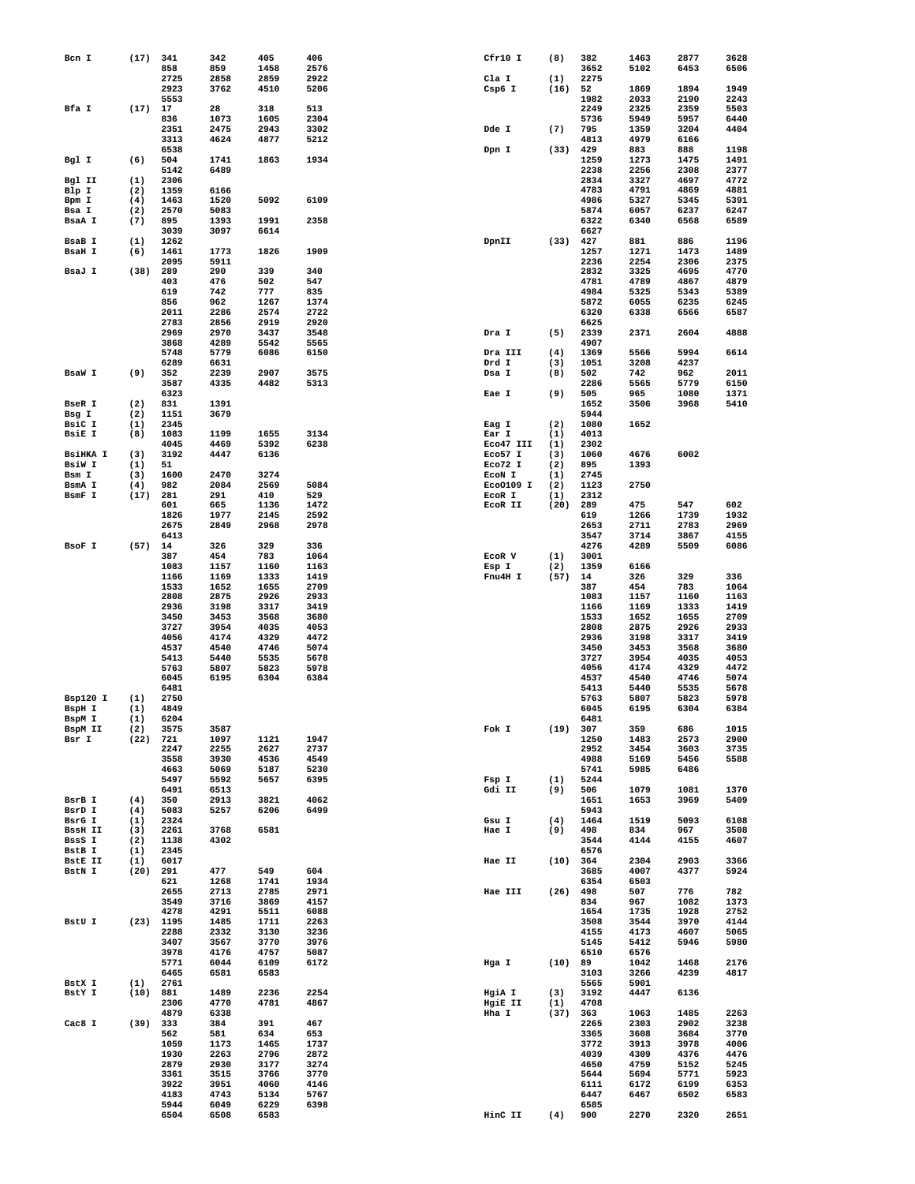```
Bcn I      (17)  341    342    405    406
                 858    859    1458   2576
                 2725   2858   2859   2922
                 2923   3762   4510   5206
                 5553
Bfa I      (17)  17     28     318    513
                 836    1073   1605   2304
                 2351   2475   2943   3302
                 3313   4624   4877   5212
                 6538
Bgl I      (6)   504    1741   1863   1934
                 5142   6489
Bgl II     (1)   2306
Blp I      (2)   1359   6166
Bpm I      (4)   1463   1520   5092   6109
Bsa I      (2)   2570   5083
BsaA I     (7)   895    1393   1991   2358
                 3039   3097   6614
BsaB I     (1)   1262
BsaH I     (6)   1461   1773   1826   1909
                 2095   5911
BsaJ I     (38)  289    290    339    340
                 403    476    502    547
                 619    742    777    835
                 856    962    1267   1374
                 2011   2286   2574   2722
                 2783   2856   2919   2920
                 2969   2970   3437   3548
                 3868   4289   5542   5565
                 5748   5779   6086   6150
                 6289   6631
BsaW I     (9)   352    2239   2907   3575
                 3587   4335   4482   5313
                 6323
BseR I     (2)   831    1391
Bsg I      (2)   1151   3679
BsiC I     (1)   2345
BsiE I     (8)   1083   1199   1655   3134
                 4045   4469   5392   6238
BsiHKA I   (3)   3192   4447   6136
BsiW I     (1)   51
Bsm I      (3)   1600   2470   3274
BsmA I     (4)   982    2084   2569   5084
BsmF I     (17)  281    291    410    529
                 601    665    1136   1472
                 1826   1977   2145   2592
                 2675   2849   2968   2978
                 6413
BsoF I     (57)  14     326    329    336
                 387    454    783    1064
                 1083   1157   1160   1163
                 1166   1169   1333   1419
                 1533   1652   1655   2709
                 2808   2875   2926   2933
                 2936   3198   3317   3419
                 3450   3453   3568   3680
                 3727   3954   4035   4053
                 4056   4174   4329   4472
                 4537   4540   4746   5074
                 5413   5440   5535   5678
                 5763   5807   5823   5978
                 6045   6195   6304   6384
                 6481
Bsp120 I   (1)   2750
BspH I     (1)   4849
BspM I     (1)   6204
BspM II    (2)   3575   3587
Bsr I      (22)  721    1097   1121   1947
                 2247   2255   2627   2737
                 3558   3930   4536   4549
                 4663   5069   5187   5230
                 5497   5592   5657   6395
                 6491   6513
BsrB I     (4)   350    2913   3821   4062
BsrD I     (4)   5083   5257   6206   6499
BsrG I     (1)   2324
BssH II    (3)   2261   3768   6581
BssS I     (2)   1138   4302
BstB I     (1)   2345
BstE II    (1)   6017
BstN I     (20)  291    477    549    604
                 621    1268   1741   1934
                 2655   2713   2785   2971
                 3549   3716   3869   4157
                 4278   4291   5511   6088
BstU I     (23)  1195   1485   1711   2263
                 2288   2332   3130   3236
                 3407   3567   3770   3976
                 3978   4176   4757   5087
                 5771   6044   6109   6172
                 6465   6581   6583
BstX I     (1)   2761
BstY I     (10)  881    1489   2236   2254
                 2306   4770   4781   4867
                 4879   6338
Cac8 I     (39)  333    384    391    467
                 562    581    634    653
                 1059   1173   1465   1737
                 1930   2263   2796   2872
                 2879   2930   3177   3274
                 3361   3515   3766   3770
                 3922   3951   4060   4146
                 4183   4743   5134   5767
                 5944   6049   6229   6398
                 6504   6508   6583
Cfr10 I    (8)   382    1463   2877   3628
                 3652   5102   6453   6506
Cla I      (1)   2275
Csp6 I     (16)  52     1869   1894   1949
                 1982   2033   2190   2243
                 2249   2325   2359   5503
                 5736   5949   5957   6440
Dde I      (7)   795    1359   3204   4404
                 4813   4979   6166
Dpn I      (33)  429    883    888    1198
                 1259   1273   1475   1491
                 2238   2256   2308   2377
                 2834   3327   4697   4772
                 4783   4791   4869   4881
                 4986   5327   5345   5391
                 5874   6057   6237   6247
                 6322   6340   6568   6589
                 6627
DpnII      (33)  427    881    886    1196
                 1257   1271   1473   1489
                 2236   2254   2306   2375
                 2832   3325   4695   4770
                 4781   4789   4867   4879
                 4984   5325   5343   5389
                 5872   6055   6235   6245
                 6320   6338   6566   6587
                 6625
Dra I      (5)   2339   2371   2604   4888
                 4907
Dra III    (4)   1369   5566   5994   6614
Drd I      (3)   1051   3208   4237
Dsa I      (8)   502    742    962    2011
                 2286   5565   5779   6150
Eae I      (9)   505    965    1080   1371
                 1652   3506   3968   5410
                 5944
Eag I      (2)   1080   1652
Ear I      (1)   4013
Eco47 III  (1)   2302
Eco57 I    (3)   1060   4676   6002
Eco72 I    (2)   895    1393
EcoN I     (1)   2745
EcoO109 I  (2)   1123   2750
EcoR I     (1)   2312
EcoR II    (20)  289    475    547    602
                 619    1266   1739   1932
                 2653   2711   2783   2969
                 3547   3714   3867   4155
                 4276   4289   5509   6086
EcoR V     (1)   3001
Esp I      (2)   1359   6166
Fnu4H I    (57)  14     326    329    336
                 387    454    783    1064
                 1083   1157   1160   1163
                 1166   1169   1333   1419
                 1533   1652   1655   2709
                 2808   2875   2926   2933
                 2936   3198   3317   3419
                 3450   3453   3568   3680
                 3727   3954   4035   4053
                 4056   4174   4329   4472
                 4537   4540   4746   5074
                 5413   5440   5535   5678
                 5763   5807   5823   5978
                 6045   6195   6304   6384
                 6481
Fok I      (19)  307    359    686    1015
                 1250   1483   2573   2900
                 2952   3454   3603   3735
                 4988   5169   5456   5588
                 5741   5985   6486
Fsp I      (1)   5244
Gdi II     (9)   506    1079   1081   1370
                 1651   1653   3969   5409
                 5943
Gsu I      (4)   1464   1519   5093   6108
Hae I      (9)   498    834    967    3508
                 3544   4144   4155   4607
                 6576
Hae II     (10)  364    2304   2903   3366
                 3685   4007   4377   5924
                 6354   6503
Hae III    (26)  498    507    776    782
                 834    967    1082   1373
                 1654   1735   1928   2752
                 3508   3544   3970   4144
                 4155   4173   4607   5065
                 5145   5412   5946   5980
                 6510   6576
Hga I      (10)  89     1042   1468   2176
                 3103   3266   4239   4817
                 5565   5901
HgiA I     (3)   3192   4447   6136
HgiE II    (1)   4708
Hha I      (37)  363    1063   1485   2263
                 2265   2303   2902   3238
                 3365   3608   3684   3770
                 3772   3913   3978   4006
                 4039   4309   4376   4476
                 4650   4759   5152   5245
                 5644   5694   5771   5923
                 6111   6172   6199   6353
                 6447   6467   6502   6583
                 6585
HinC II    (4)   900    2270   2320   2651
```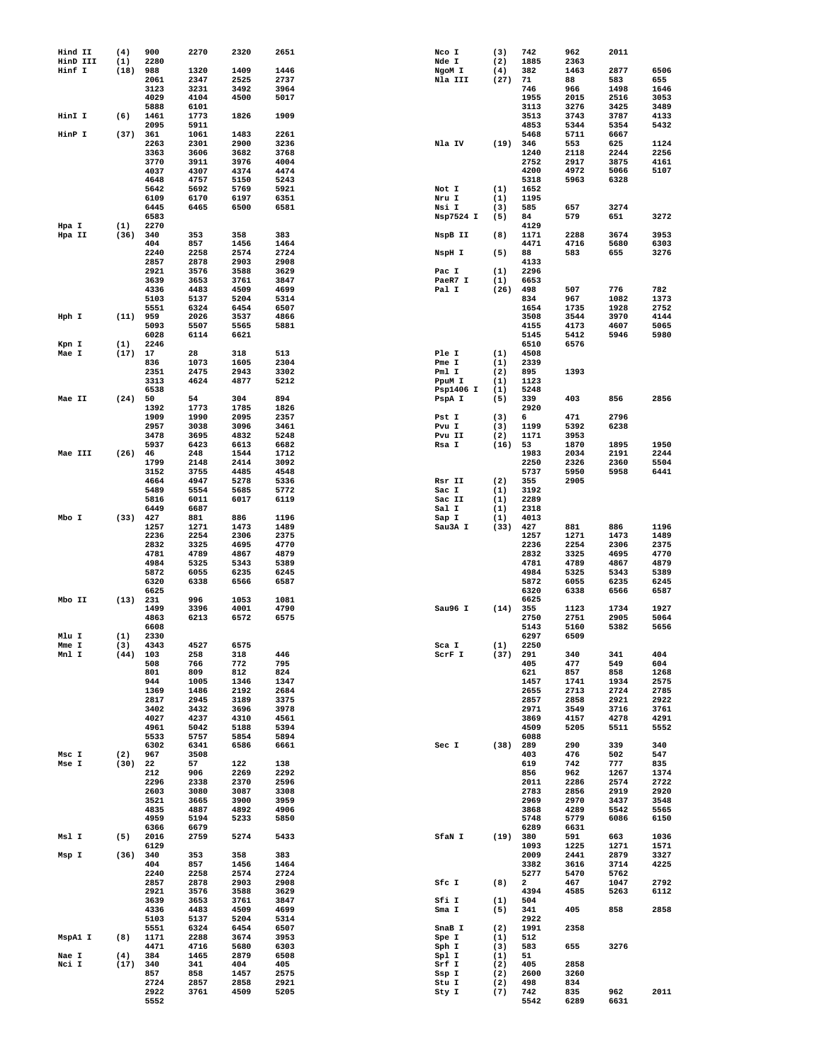```
Hind II   (4)  900    2270   2320   2651
HinD III  (1)  2280
Hinf I    (18) 988    1320   1409   1446
               2061   2347   2525   2737
               3123   3231   3492   3964
               4029   4104   4500   5017
               5888   6101
HinI I    (6)  1461   1773   1826   1909
               2095   5911
HinP I    (37) 361    1061   1483   2261
               2263   2301   2900   3236
               3363   3606   3682   3768
               3770   3911   3976   4004
               4037   4307   4374   4474
               4648   4757   5150   5243
               5642   5692   5769   5921
               6109   6170   6197   6351
               6445   6465   6500   6581
               6583
Hpa I     (1)  2270
Hpa II    (36) 340    353    358    383
               404    857    1456   1464
               2240   2258   2574   2724
               2857   2878   2903   2908
               2921   3576   3588   3629
               3639   3653   3761   3847
               4336   4483   4509   4699
               5103   5137   5204   5314
               5551   6324   6454   6507
Hph I     (11) 959    2026   3537   4866
               5093   5507   5565   5881
               6028   6114   6621
Kpn I     (1)  2246
Mae I     (17) 17     28     318    513
               836    1073   1605   2304
               2351   2475   2943   3302
               3313   4624   4877   5212
               6538
Mae II    (24) 50     54     304    894
               1392   1773   1785   1826
               1909   1990   2095   2357
               2957   3038   3096   3461
               3478   3695   4832   5248
               5937   6423   6613   6682
Mae III   (26) 46     248    1544   1712
               1799   2148   2414   3092
               3152   3755   4485   4548
               4664   4947   5278   5336
               5489   5554   5685   5772
               5816   6011   6017   6119
               6449   6687
Mbo I     (33) 427    881    886    1196
               1257   1271   1473   1489
               2236   2254   2306   2375
               2832   3325   4695   4770
               4781   4789   4867   4879
               4984   5325   5343   5389
               5872   6055   6235   6245
               6320   6338   6566   6587
               6625
Mbo II    (13) 231    996    1053   1081
               1499   3396   4001   4790
               4863   6213   6572   6575
               6608
Mlu I     (1)  2330
Mme I     (3)  4343   4527   6575
Mnl I     (44) 103    258    318    446
               508    766    772    795
               801    809    812    824
               944    1005   1346   1347
               1369   1486   2192   2684
               2817   2945   3189   3375
               3402   3432   3696   3978
               4027   4237   4310   4561
               4961   5042   5188   5394
               5533   5757   5854   5894
               6302   6341   6586   6661
Msc I     (2)  967    3508
Mse I     (30) 22     57     122    138
               212    906    2269   2292
               2296   2338   2370   2596
               2603   3080   3087   3308
               3521   3665   3900   3959
               4835   4887   4892   4906
               4959   5194   5233   5850
               6366   6679
Msl I     (5)  2016   2759   5274   5433
               6129
Msp I     (36) 340    353    358    383
               404    857    1456   1464
               2240   2258   2574   2724
               2857   2878   2903   2908
               2921   3576   3588   3629
               3639   3653   3761   3847
               4336   4483   4509   4699
               5103   5137   5204   5314
               5551   6324   6454   6507
MspA1 I   (8)  1171   2288   3674   3953
               4471   4716   5680   6303
Nae I     (4)  384    1465   2879   6508
Nci I     (17) 340    341    404    405
               857    858    1457   2575
               2724   2857   2858   2921
               2922   3761   4509   5205
               5552
Nco I     (3)  742    962    2011
Nde I     (2)  1885   2363
NgoM I    (4)  382    1463   2877   6506
Nla III   (27) 71     88     583    655
               746    966    1498   1646
               1955   2015   2516   3053
               3113   3276   3425   3489
               3513   3743   3787   4133
               4853   5344   5354   5432
               5468   5711   6667
Nla IV    (19) 346    553    625    1124
               1240   2118   2244   2256
               2752   2917   3875   4161
               4200   4972   5066   5107
               5318   5963   6328
Not I     (1)  1652
Nru I     (1)  1195
Nsi I     (3)  585    657    3274
Nsp7524 I (5)  84     579    651    3272
               4129
NspB II   (8)  1171   2288   3674   3953
               4471   4716   5680   6303
NspH I    (5)  88     583    655    3276
               4133
Pac I     (1)  2296
PaeR7 I   (1)  6653
Pal I     (26) 498    507    776    782
               834    967    1082   1373
               1654   1735   1928   2752
               3508   3544   3970   4144
               4155   4173   4607   5065
               5145   5412   5946   5980
               6510   6576
Ple I     (1)  4508
Pme I     (1)  2339
Pml I     (2)  895    1393
PpuM I    (1)  1123
Psp1406 I (1)  5248
PspA I    (5)  339    403    856    2856
               2920
Pst I     (3)  6      471    2796
Pvu I     (3)  1199   5392   6238
Pvu II    (2)  1171   3953
Rsa I     (16) 53     1870   1895   1950
               1983   2034   2191   2244
               2250   2326   2360   5504
               5737   5950   5958   6441
Rsr II    (2)  355    2905
Sac I     (1)  3192
Sac II    (1)  2289
Sal I     (1)  2318
Sap I     (1)  4013
Sau3A I   (33) 427    881    886    1196
               1257   1271   1473   1489
               2236   2254   2306   2375
               2832   3325   4695   4770
               4781   4789   4867   4879
               4984   5325   5343   5389
               5872   6055   6235   6245
               6320   6338   6566   6587
               6625
Sau96 I   (14) 355    1123   1734   1927
               2750   2751   2905   5064
               5143   5160   5382   5656
               6297   6509
Sca I     (1)  2250
ScrF I    (37) 291    340    341    404
               405    477    549    604
               621    857    858    1268
               1457   1741   1934   2575
               2655   2713   2724   2785
               2817   2857   2858   2921   2922
               2971   3549   3716   3761
               3869   4157   4278   4291
               4509   5205   5511   5552
               6088
Sec I     (38) 289    290    339    340
               403    476    502    547
               619    742    777    835
               856    962    1267   1374
               2011   2286   2574   2722
               2783   2856   2919   2920
               2969   2970   3437   3548
               3868   4289   5542   5565
               5748   5779   6086   6150
               6289   6631
SfaN I    (19) 380    591    663    1036
               1093   1225   1271   1571
               2009   2441   2879   3327
               3382   3616   3714   4225
               5277   5470   5762
Sfc I     (8)  2      467    1047   2792
               4394   4585   5263   6112
Sfi I     (1)  504
Sma I     (5)  341    405    858    2858
               2922
SnaB I    (2)  1991   2358
Spe I     (1)  512
Sph I     (3)  583    655    3276
Spl I     (1)  51
Srf I     (2)  405    2858
Ssp I     (2)  2600   3260
Stu I     (2)  498    834
Sty I     (7)  742    835    962    2011
               5542   6289   6631
```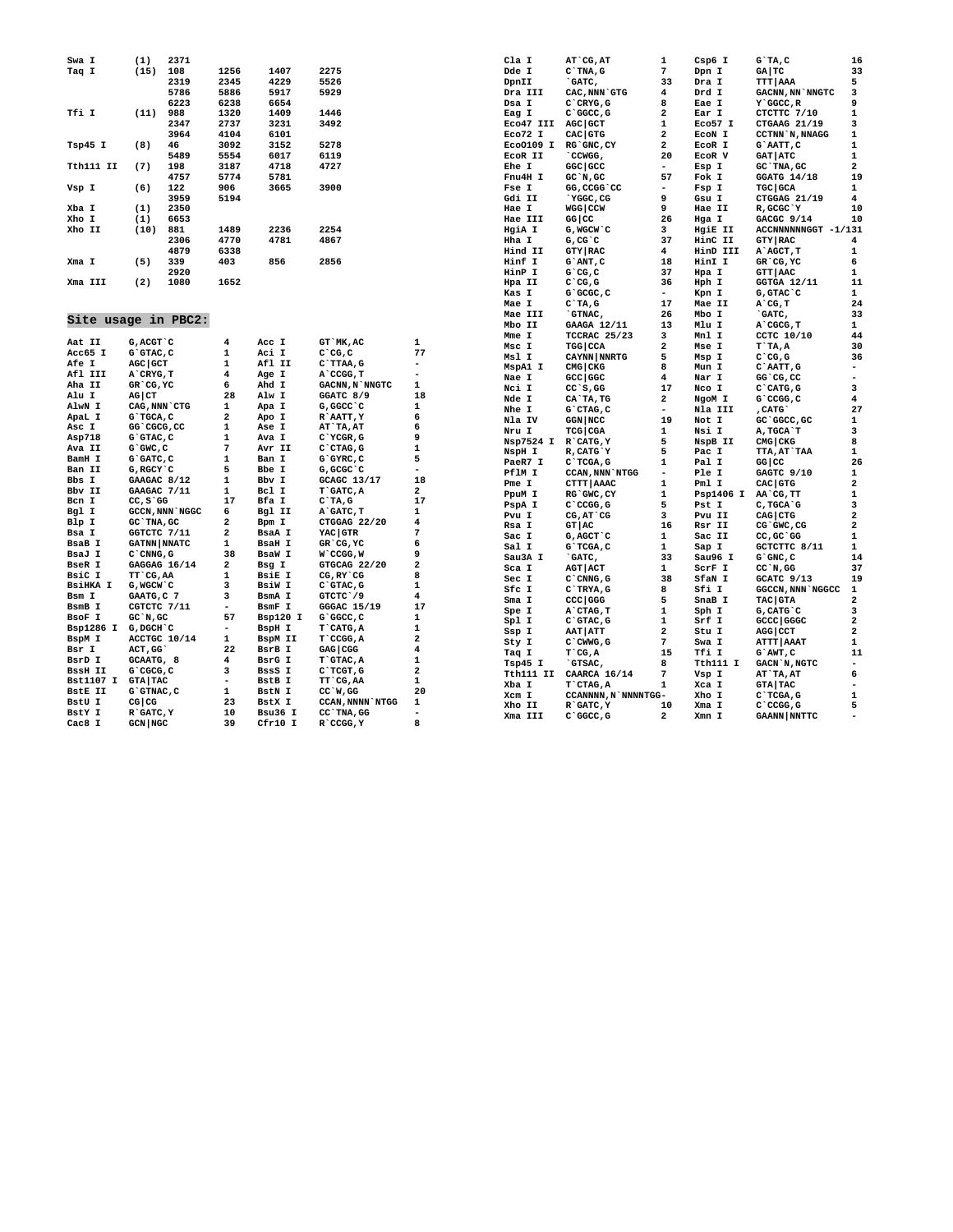| | | | | | | |
|---|---|---|---|---|---|---|
| Swa I | (1) | 2371 | | | | |
| Taq I | (15) | 108 | 1256 | 1407 | 2275 | |
| | | 2319 | 2345 | 4229 | 5526 | |
| | | 5786 | 5886 | 5917 | 5929 | |
| | | 6223 | 6238 | 6654 | | |
| Tfi I | (11) | 988 | 1320 | 1409 | 1446 | |
| | | 2347 | 2737 | 3231 | 3492 | |
| | | 3964 | 4104 | 6101 | | |
| Tsp45 I | (8) | 46 | 3092 | 3152 | 5278 | |
| | | 5489 | 5554 | 6017 | 6119 | |
| Tth111 II | (7) | 198 | 3187 | 4718 | 4727 | |
| | | 4757 | 5774 | 5781 | | |
| Vsp I | (6) | 122 | 906 | 3665 | 3900 | |
| | | 3959 | 5194 | | | |
| Xba I | (1) | 2350 | | | | |
| Xho I | (1) | 6653 | | | | |
| Xho II | (10) | 881 | 1489 | 2236 | 2254 | |
| | | 2306 | 4770 | 4781 | 4867 | |
| | | 4879 | 6338 | | | |
| Xma I | (5) | 339 | 403 | 856 | 2856 | |
| | | 2920 | | | | |
| Xma III | (2) | 1080 | 1652 | | | |

## Site usage in PBC2:

| | | | | | |
|---|---|---|---|---|---|
| Aat II | G,ACGT`C | 4 | Acc I | GT`MK,AC | 1 |
| Acc65 I | G`GTAC,C | 1 | Aci I | C`CG,C | 77 |
| Afe I | AGC\|GCT | 1 | Afl II | C`TTAA,G | - |
| Afl III | A`CRYG,T | 4 | Age I | A`CCGG,T | - |
| Aha II | GR`CG,YC | 6 | Ahd I | GACNN,N`NNGTC | 1 |
| Alu I | AG\|CT | 28 | Alw I | GGATC 8/9 | 18 |
| AlwN I | CAG,NNN`CTG | 1 | Apa I | G,GGCC`C | 1 |
| ApaL I | G`TGCA,C | 2 | Apo I | R`AATT,Y | 6 |
| Asc I | GG`CGCG,CC | 1 | Ase I | AT`TA,AT | 6 |
| Asp718 | G`GTAC,C | 1 | Ava I | C`YCGR,G | 9 |
| Ava II | G`GWC,C | 7 | Avr II | C`CTAG,G | 1 |
| BamH I | G`GATC,C | 1 | Ban I | G`GYRC,C | 5 |
| Ban II | G,RGCY`C | 5 | Bbe I | G,GCGC`C | - |
| Bbs I | GAAGAC 8/12 | 1 | Bbv I | GCAGC 13/17 | 18 |
| Bbv II | GAAGAC 7/11 | 1 | Bcl I | T`GATC,A | 2 |
| Bcn I | CC,S`GG | 17 | Bfa I | C`TA,G | 17 |
| Bgl I | GCCN,NNN`NGGC | 6 | Bgl II | A`GATC,T | 1 |
| Blp I | GC`TNA,GC | 2 | Bpm I | CTGGAG 22/20 | 4 |
| Bsa I | GGTCTC 7/11 | 2 | BsaA I | YAC\|GTR | 7 |
| BsaB I | GATNN\|NNATC | 1 | BsaH I | GR`CG,YC | 6 |
| BsaJ I | C`CNNG,G | 38 | BsaW I | W`CCGG,W | 9 |
| BseR I | GAGGAG 16/14 | 2 | Bsg I | GTGCAG 22/20 | 2 |
| BsiC I | TT`CG,AA | 1 | BsiE I | CG,RY`CG | 8 |
| BsiHKA I | G,WGCW`C | 3 | BsiW I | C`GTAC,G | 1 |
| Bsm I | GAATG,C 7 | 3 | BsmA I | GTCTC`/9 | 4 |
| BsmB I | CGTCTC 7/11 | - | BsmF I | GGGAC 15/19 | 17 |
| BsoF I | GC`N,GC | 57 | Bsp120 I | G`GGCC,C | 1 |
| Bsp1286 I | G,DGCH`C | - | BspH I | T`CATG,A | 1 |
| BspM I | ACCTGC 10/14 | 1 | BspM II | T`CCGG,A | 2 |
| Bsr I | ACT,GG` | 22 | BsrB I | GAG\|CGG | 4 |
| BsrD I | GCAATG, 8 | 4 | BsrG I | T`GTAC,A | 1 |
| BssH II | G`CGCG,C | 3 | BssS I | C`TCGT,G | 2 |
| Bst1107 I | GTA\|TAC | - | BstB I | TT`CG,AA | 1 |
| BstE II | G`GTNAC,C | 1 | BstN I | CC`W,GG | 20 |
| BstU I | CG\|CG | 23 | BstX I | CCAN,NNNN`NTGG | 1 |
| BstY I | R`GATC,Y | 10 | Bsu36 I | CC`TNA,GG | - |
| Cac8 I | GCN\|NGC | 39 | Cfr10 I | R`CCGG,Y | 8 |
| Cla I | AT`CG,AT | 1 | Csp6 I | G`TA,C | 16 |
| Dde I | C`TNA,G | 7 | Dpn I | GA\|TC | 33 |
| DpnII | `GATC, | 33 | Dra I | TTT\|AAA | 5 |
| Dra III | CAC,NNN`GTG | 4 | Drd I | GACNN,NN`NNGTC | 3 |
| Dsa I | C`CRYG,G | 8 | Eae I | Y`GGCC,R | 9 |
| Eag I | C`GGCC,G | 2 | Ear I | CTCTTC 7/10 | 1 |
| Eco47 III | AGC\|GCT | 1 | Eco57 I | CTGAAG 21/19 | 3 |
| Eco72 I | CAC\|GTG | 2 | EcoN I | CCTNN`N,NNAGG | 1 |
| EcoO109 I | RG`GNC,CY | 2 | EcoR I | G`AATT,C | 1 |
| EcoR II | `CCWGG, | 20 | EcoR V | GAT\|ATC | 1 |
| Ehe I | GGC\|GCC | - | Esp I | GC`TNA,GC | 2 |
| Fnu4H I | GC`N,GC | 57 | Fok I | GGATG 14/18 | 19 |
| Fse I | GG,CCGG`CC | - | Fsp I | TGC\|GCA | 1 |
| Gdi II | `YGGC,CG | 9 | Gsu I | CTGGAG 21/19 | 4 |
| Hae I | WGG\|CCW | 9 | Hae II | R,GCGC`Y | 10 |
| Hae III | GG\|CC | 26 | Hga I | GACGC 9/14 | 10 |
| HgiA I | G,WGCW`C | 3 | HgiE II | ACCNNNNNNGGT -1/131 | |
| Hha I | G,CG`C | 37 | HinC II | GTY\|RAC | 4 |
| Hind II | GTY\|RAC | 4 | HinD III | A`AGCT,T | 1 |
| Hinf I | G`ANT,C | 18 | HinI I | GR`CG,YC | 6 |
| HinP I | G`CG,C | 37 | Hpa I | GTT\|AAC | 1 |
| Hpa II | C`CG,G | 36 | Hph I | GGTGA 12/11 | 11 |
| Kas I | G`GCGC,C | - | Kpn I | G,GTAC`C | 1 |
| Mae I | C`TA,G | 17 | Mae II | A`CG,T | 24 |
| Mae III | `GTNAC, | 26 | Mbo I | `GATC, | 33 |
| Mbo II | GAAGA 12/11 | 13 | Mlu I | A`CGCG,T | 1 |
| Mme I | TCCRAC 25/23 | 3 | Mnl I | CCTC 10/10 | 44 |
| Msc I | TGG\|CCA | 2 | Mse I | T`TA,A | 30 |
| Msl I | CAYNN\|NNRTG | 5 | Msp I | C`CG,G | 36 |
| MspA1 I | CMG\|CKG | 8 | Mun I | C`AATT,G | - |
| Nae I | GCC\|GGC | 4 | Nar I | GG`CG,CC | - |
| Nci I | CC`S,GG | 17 | Nco I | C`CATG,G | 3 |
| Nde I | CA`TA,TG | 2 | NgoM I | G`CCGG,C | 4 |
| Nhe I | G`CTAG,C | - | Nla III | ,CATG` | 27 |
| Nla IV | GGN\|NCC | 19 | Not I | GC`GGCC,GC | 1 |
| Nru I | TCG\|CGA | 1 | Nsi I | A,TGCA`T | 3 |
| Nsp7524 I | R`CATG,Y | 5 | NspB II | CMG\|CKG | 8 |
| NspH I | R,CATG`Y | 5 | Pac I | TTA,AT`TAA | 1 |
| PaeR7 I | C`TCGA,G | 1 | Pal I | GG\|CC | 26 |
| PflM I | CCAN,NNN`NTGG | - | Ple I | GAGTC 9/10 | 1 |
| Pme I | CTTT\|AAAC | 1 | Pml I | CAC\|GTG | 2 |
| PpuM I | RG`GWC,CY | 1 | Psp1406 I | AA`CG,TT | 1 |
| PspA I | C`CCGG,G | 5 | Pst I | C,TGCA`G | 3 |
| Pvu I | CG,AT`CG | 3 | Pvu II | CAG\|CTG | 2 |
| Rsa I | GT\|AC | 16 | Rsr II | CG`GWC,CG | 2 |
| Sac I | G,AGCT`C | 1 | Sac II | CC,GC`GG | 1 |
| Sal I | G`TCGA,C | 1 | Sap I | GCTCTTC 8/11 | 1 |
| Sau3A I | `GATC, | 33 | Sau96 I | G`GNC,C | 14 |
| Sca I | AGT\|ACT | 1 | ScrF I | CC`N,GG | 37 |
| Sec I | C`CNNG,G | 38 | SfaN I | GCATC 9/13 | 19 |
| Sfc I | C`TRYA,G | 8 | Sfi I | GGCCN,NNN`NGGCC | 1 |
| Sma I | CCC\|GGG | 5 | SnaB I | TAC\|GTA | 2 |
| Spe I | A`CTAG,T | 1 | Sph I | G,CATG`C | 3 |
| Spl I | C`GTAC,G | 1 | Srf I | GCCC\|GGGC | 2 |
| Ssp I | AAT\|ATT | 2 | Stu I | AGG\|CCT | 2 |
| Sty I | C`CWWG,G | 7 | Swa I | ATTT\|AAAT | 1 |
| Taq I | T`CG,A | 15 | Tfi I | G`AWT,C | 11 |
| Tsp45 I | `GTSAC, | 8 | Tth111 I | GACN`N,NGTC | - |
| Tth111 II | CAARCA 16/14 | 7 | Vsp I | AT`TA,AT | 6 |
| Xba I | T`CTAG,A | 1 | Xca I | GTA\|TAC | - |
| Xcm I | CCANNNN,N`NNNNTGG | - | Xho I | C`TCGA,G | 1 |
| Xho II | R`GATC,Y | 10 | Xma I | C`CCGG,G | 5 |
| Xma III | C`GGCC,G | 2 | Xmn I | GAANN\|NNTTC | - |